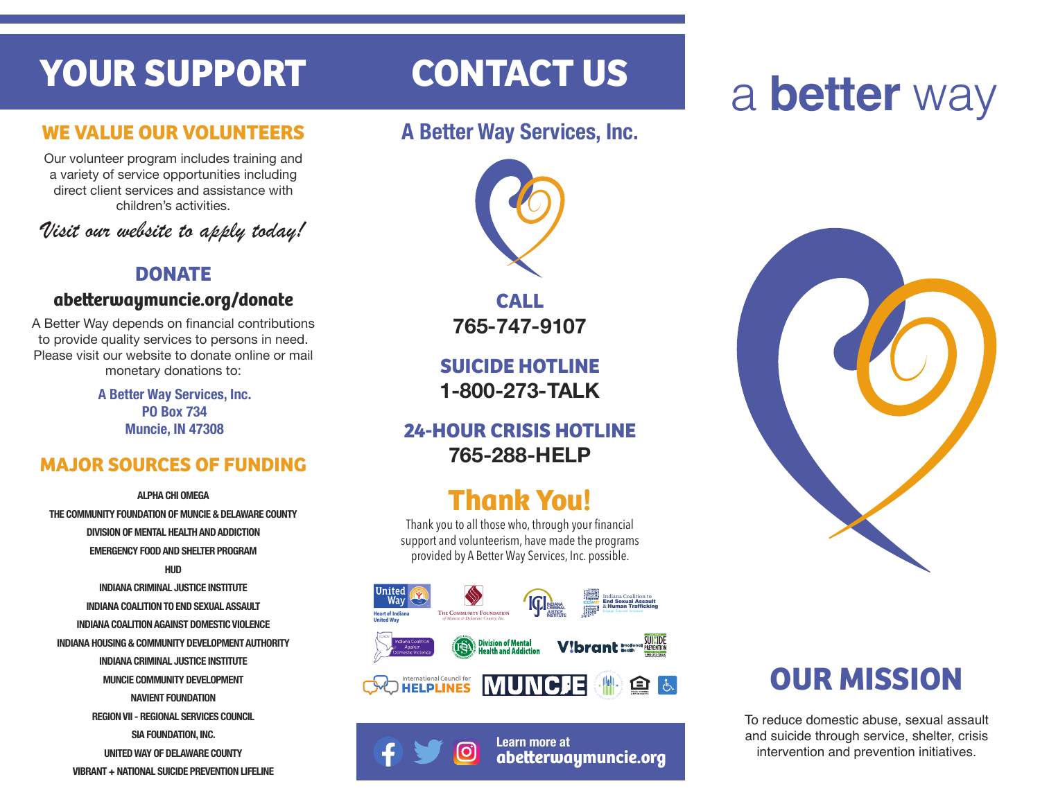# YOUR SUPPORT

## WE VALUE OUR VOLUNTEERS

Our volunteer program includes training and a variety of service opportunities including direct client services and assistance with children's activities.

*Visit our website to apply today!*

## DONATE

**abetterwaymuncie.org/donate**

A Better Way depends on financial contributions to provide quality services to persons in need. Please visit our website to donate online or mail monetary donations to:

**A Better Way Services, Inc.**
**PO Box 734**
**Muncie, IN 47308**

## MAJOR SOURCES OF FUNDING

ALPHA CHI OMEGA
THE COMMUNITY FOUNDATION OF MUNCIE & DELAWARE COUNTY
DIVISION OF MENTAL HEALTH AND ADDICTION
EMERGENCY FOOD AND SHELTER PROGRAM
HUD
INDIANA CRIMINAL JUSTICE INSTITUTE
INDIANA COALITION TO END SEXUAL ASSAULT
INDIANA COALITION AGAINST DOMESTIC VIOLENCE
INDIANA HOUSING & COMMUNITY DEVELOPMENT AUTHORITY
INDIANA CRIMINAL JUSTICE INSTITUTE
MUNCIE COMMUNITY DEVELOPMENT
NAVIENT FOUNDATION
REGION VII - REGIONAL SERVICES COUNCIL
SIA FOUNDATION, INC.
UNITED WAY OF DELAWARE COUNTY
VIBRANT + NATIONAL SUICIDE PREVENTION LIFELINE

# CONTACT US

## A Better Way Services, Inc.

**CALL**
765-747-9107

**SUICIDE HOTLINE**
1-800-273-TALK

**24-HOUR CRISIS HOTLINE**
765-288-HELP

## Thank You!

Thank you to all those who, through your financial support and volunteerism, have made the programs provided by A Better Way Services, Inc. possible.

Learn more at **abetterwaymuncie.org**

# a **better** way

## OUR MISSION

To reduce domestic abuse, sexual assault and suicide through service, shelter, crisis intervention and prevention initiatives.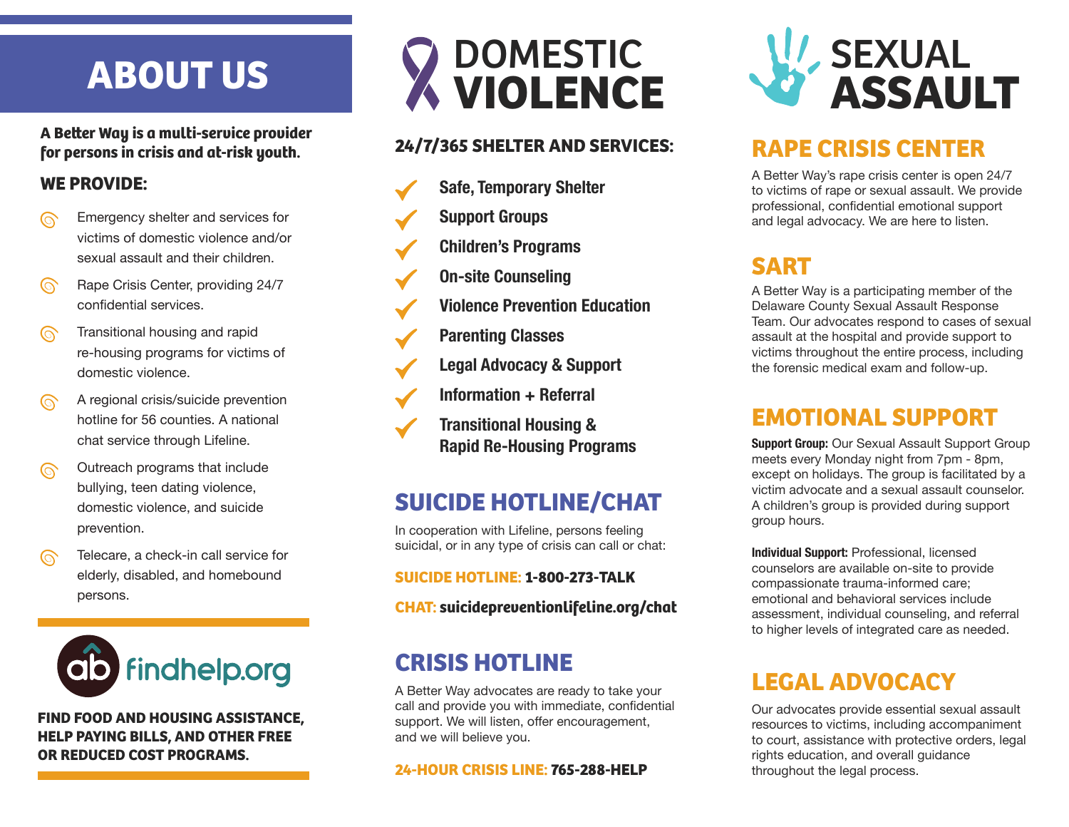# ABOUT US

**A Better Way is a multi-service provider for persons in crisis and at-risk youth.**

**WE PROVIDE:**

- Emergency shelter and services for victims of domestic violence and/or sexual assault and their children.
- Rape Crisis Center, providing 24/7 confidential services.
- Transitional housing and rapid re-housing programs for victims of domestic violence.
- A regional crisis/suicide prevention hotline for 56 counties. A national chat service through Lifeline.
- Outreach programs that include bullying, teen dating violence, domestic violence, and suicide prevention.
- Telecare, a check-in call service for elderly, disabled, and homebound persons.

findhelp.org

**FIND FOOD AND HOUSING ASSISTANCE, HELP PAYING BILLS, AND OTHER FREE OR REDUCED COST PROGRAMS.**

# DOMESTIC VIOLENCE

**24/7/365 SHELTER AND SERVICES:**

- Safe, Temporary Shelter
- Support Groups
- Children's Programs
- On-site Counseling
- Violence Prevention Education
- Parenting Classes
- Legal Advocacy & Support
- Information + Referral
- Transitional Housing & Rapid Re-Housing Programs

## SUICIDE HOTLINE/CHAT

In cooperation with Lifeline, persons feeling suicidal, or in any type of crisis can call or chat:

**SUICIDE HOTLINE: 1-800-273-TALK**

**CHAT: suicidepreventionlifeline.org/chat**

## CRISIS HOTLINE

A Better Way advocates are ready to take your call and provide you with immediate, confidential support. We will listen, offer encouragement, and we will believe you.

**24-HOUR CRISIS LINE: 765-288-HELP**

# SEXUAL ASSAULT

## RAPE CRISIS CENTER

A Better Way's rape crisis center is open 24/7 to victims of rape or sexual assault. We provide professional, confidential emotional support and legal advocacy. We are here to listen.

## SART

A Better Way is a participating member of the Delaware County Sexual Assault Response Team. Our advocates respond to cases of sexual assault at the hospital and provide support to victims throughout the entire process, including the forensic medical exam and follow-up.

## EMOTIONAL SUPPORT

**Support Group:** Our Sexual Assault Support Group meets every Monday night from 7pm - 8pm, except on holidays. The group is facilitated by a victim advocate and a sexual assault counselor. A children's group is provided during support group hours.

**Individual Support:** Professional, licensed counselors are available on-site to provide compassionate trauma-informed care; emotional and behavioral services include assessment, individual counseling, and referral to higher levels of integrated care as needed.

## LEGAL ADVOCACY

Our advocates provide essential sexual assault resources to victims, including accompaniment to court, assistance with protective orders, legal rights education, and overall guidance throughout the legal process.